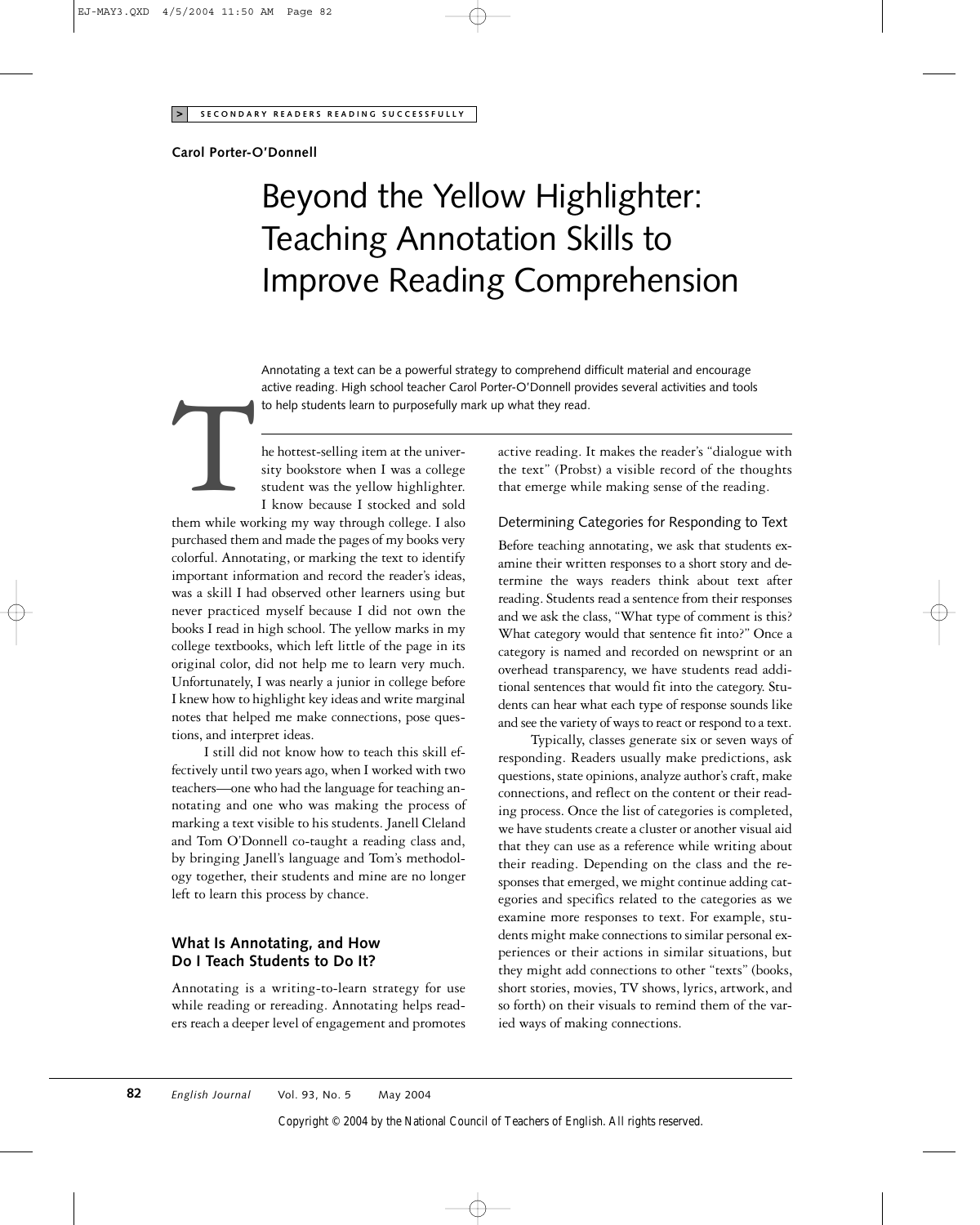SECONDARY READERS READING SUCCESSFULLY

**Carol Porter-O'Donnell**

# Beyond the Yellow Highlighter: Teaching Annotation Skills to Improve Reading Comprehension

Annotating a text can be a powerful strategy to comprehend difficult material and encourage active reading. High school teacher Carol Porter-O'Donnell provides several activities and tools to help students learn to purposefully mark up what they read.

The hottest-selling item at the university bookstore when I was a college student was the yellow highlighter. I know because I stocked and sold them while working my way through college. I also purchased them and made the pages of my books very colorful. Annotating, or marking the text to identify important information and record the reader's ideas, was a skill I had observed other learners using but never practiced myself because I did not own the books I read in high school. The yellow marks in my college textbooks, which left little of the page in its original color, did not help me to learn very much. Unfortunately, I was nearly a junior in college before I knew how to highlight key ideas and write marginal notes that helped me make connections, pose questions, and interpret ideas.

I still did not know how to teach this skill effectively until two years ago, when I worked with two teachers—one who had the language for teaching annotating and one who was making the process of marking a text visible to his students. Janell Cleland and Tom O'Donnell co-taught a reading class and, by bringing Janell's language and Tom's methodology together, their students and mine are no longer left to learn this process by chance.

## What Is Annotating, and How Do I Teach Students to Do It?

Annotating is a writing-to-learn strategy for use while reading or rereading. Annotating helps readers reach a deeper level of engagement and promotes active reading. It makes the reader's "dialogue with the text" (Probst) a visible record of the thoughts that emerge while making sense of the reading.

### Determining Categories for Responding to Text

Before teaching annotating, we ask that students examine their written responses to a short story and determine the ways readers think about text after reading. Students read a sentence from their responses and we ask the class, "What type of comment is this? What category would that sentence fit into?" Once a category is named and recorded on newsprint or an overhead transparency, we have students read additional sentences that would fit into the category. Students can hear what each type of response sounds like and see the variety of ways to react or respond to a text.

Typically, classes generate six or seven ways of responding. Readers usually make predictions, ask questions, state opinions, analyze author's craft, make connections, and reflect on the content or their reading process. Once the list of categories is completed, we have students create a cluster or another visual aid that they can use as a reference while writing about their reading. Depending on the class and the responses that emerged, we might continue adding categories and specifics related to the categories as we examine more responses to text. For example, students might make connections to similar personal experiences or their actions in similar situations, but they might add connections to other "texts" (books, short stories, movies, TV shows, lyrics, artwork, and so forth) on their visuals to remind them of the varied ways of making connections.

Copyright © 2004 by the National Council of Teachers of English. All rights reserved.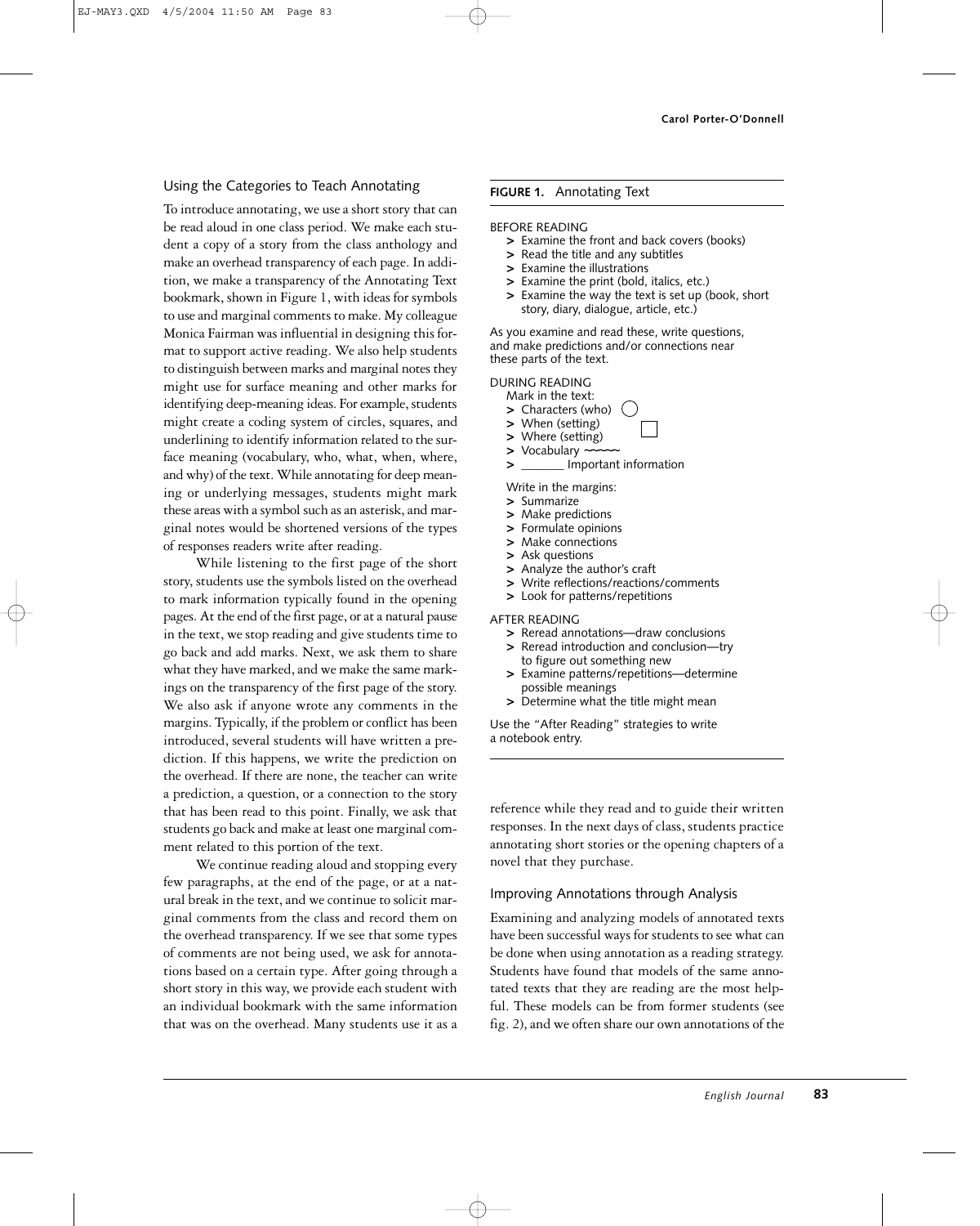## Using the Categories to Teach Annotating

To introduce annotating, we use a short story that can be read aloud in one class period. We make each student a copy of a story from the class anthology and make an overhead transparency of each page. In addition, we make a transparency of the Annotating Text bookmark, shown in Figure 1, with ideas for symbols to use and marginal comments to make. My colleague Monica Fairman was influential in designing this format to support active reading. We also help students to distinguish between marks and marginal notes they might use for surface meaning and other marks for identifying deep-meaning ideas. For example, students might create a coding system of circles, squares, and underlining to identify information related to the surface meaning (vocabulary, who, what, when, where, and why) of the text. While annotating for deep meaning or underlying messages, students might mark these areas with a symbol such as an asterisk, and marginal notes would be shortened versions of the types of responses readers write after reading.

While listening to the first page of the short story, students use the symbols listed on the overhead to mark information typically found in the opening pages. At the end of the first page, or at a natural pause in the text, we stop reading and give students time to go back and add marks. Next, we ask them to share what they have marked, and we make the same markings on the transparency of the first page of the story. We also ask if anyone wrote any comments in the margins. Typically, if the problem or conflict has been introduced, several students will have written a prediction. If this happens, we write the prediction on the overhead. If there are none, the teacher can write a prediction, a question, or a connection to the story that has been read to this point. Finally, we ask that students go back and make at least one marginal comment related to this portion of the text.

We continue reading aloud and stopping every few paragraphs, at the end of the page, or at a natural break in the text, and we continue to solicit marginal comments from the class and record them on the overhead transparency. If we see that some types of comments are not being used, we ask for annotations based on a certain type. After going through a short story in this way, we provide each student with an individual bookmark with the same information that was on the overhead. Many students use it as a reference while they read and to guide their written responses. In the next days of class, students practice annotating short stories or the opening chapters of a novel that they purchase.

**FIGURE 1.** Annotating Text

BEFORE READING

- > Examine the front and back covers (books)
- > Read the title and any subtitles
- > Examine the illustrations
- > Examine the print (bold, italics, etc.)
- > Examine the way the text is set up (book, short story, diary, dialogue, article, etc.)

As you examine and read these, write questions, and make predictions and/or connections near these parts of the text.

DURING READING

Mark in the text:

- > Characters (who) ◯
- > When (setting) □
- > Where (setting)
- > Vocabulary ~~~~~
- > _______ Important information

Write in the margins:

- > Summarize
- > Make predictions
- > Formulate opinions
- > Make connections
- > Ask questions
- > Analyze the author's craft
- > Write reflections/reactions/comments
- > Look for patterns/repetitions

AFTER READING

- > Reread annotations—draw conclusions
- > Reread introduction and conclusion—try to figure out something new
- > Examine patterns/repetitions—determine possible meanings
- > Determine what the title might mean

Use the "After Reading" strategies to write a notebook entry.

## Improving Annotations through Analysis

Examining and analyzing models of annotated texts have been successful ways for students to see what can be done when using annotation as a reading strategy. Students have found that models of the same annotated texts that they are reading are the most helpful. These models can be from former students (see fig. 2), and we often share our own annotations of the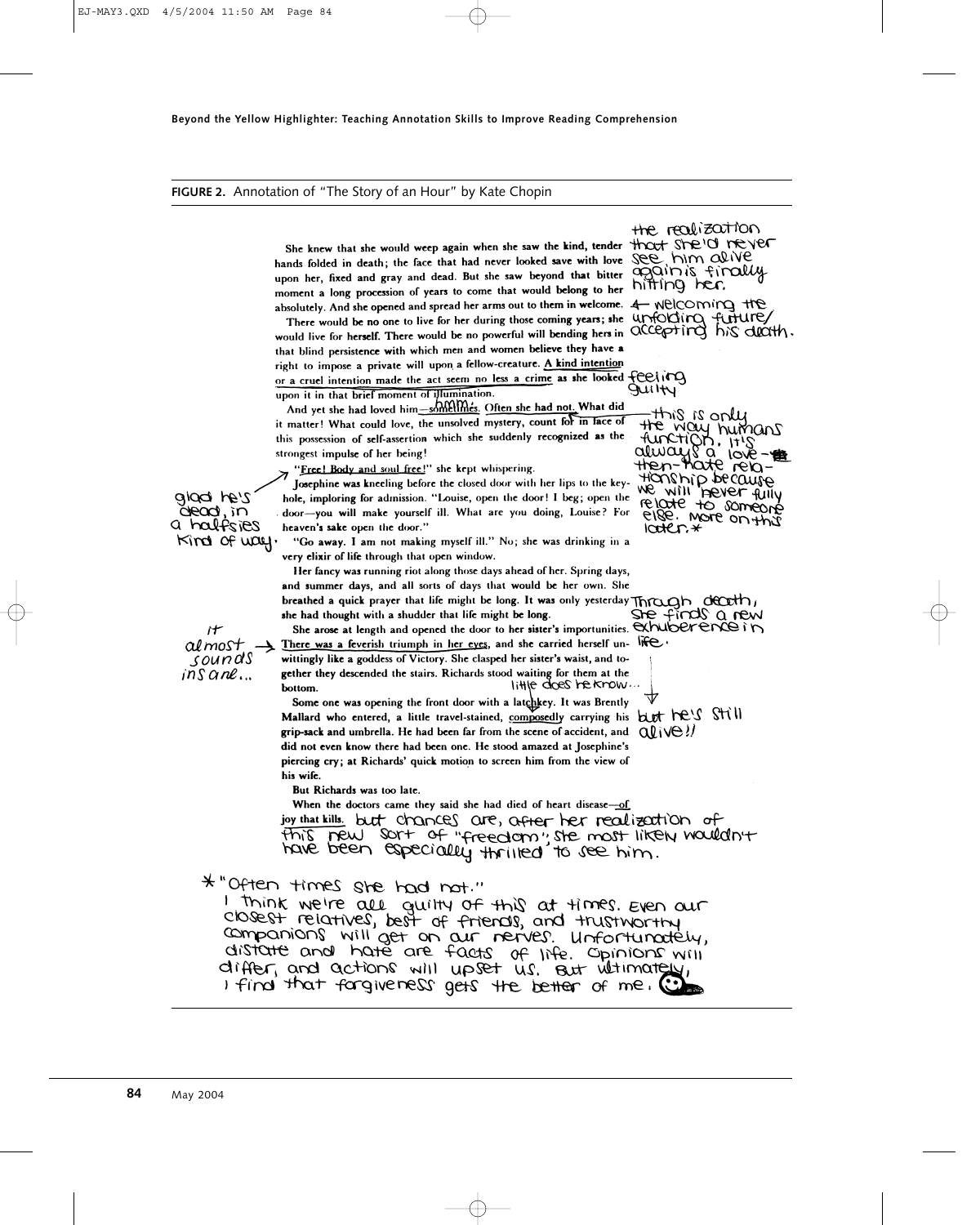**FIGURE 2.** Annotation of "The Story of an Hour" by Kate Chopin

She knew that she would weep again when she saw the kind, tender hands folded in death; the face that had never looked save with love upon her, fixed and gray and dead. But she saw beyond that bitter moment a long procession of years to come that would belong to her absolutely. And she opened and spread her arms out to them in welcome.

*[Annotation: the realization that she'd never see him alive again is finally hitting her.]*

*[Annotation: ← welcoming the unfolding future/ accepting his death.]*

There would be no one to live for her during those coming years; she would live for herself. There would be no powerful will bending hers in that blind persistence with which men and women believe they have a right to impose a private will upon a fellow-creature. A kind intention or a cruel intention made the act seem no less a crime as she looked upon it in that brief moment of illumination.

*[Annotation: feeling guilty]*

And yet she had loved him—sometimes. Often she had not. What did it matter! What could love, the unsolved mystery, count for in face of this possession of self-assertion which she suddenly recognized as the strongest impulse of her being!

*[Annotation: hmm.]*

*[Annotation: this is only the way humans function. It's always a love-then-hate relationship because we will never fully relate to someone else. More on this later.*]*

"Free! Body and soul free!" she kept whispering.

*[Annotation: glad he's dead, in a halfsies kind of way.]*

Josephine was kneeling before the closed door with her lips to the keyhole, imploring for admission. "Louise, open the door! I beg; open the door—you will make yourself ill. What are you doing, Louise? For heaven's sake open the door."

"Go away. I am not making myself ill." No; she was drinking in a very elixir of life through that open window.

Her fancy was running riot along those days ahead of her. Spring days, and summer days, and all sorts of days that would be her own. She breathed a quick prayer that life might be long. It was only yesterday she had thought with a shudder that life might be long.

*[Annotation: Through death, she finds a new exhuberence in life.]*

She arose at length and opened the door to her sister's importunities. There was a feverish triumph in her eyes, and she carried herself unwittingly like a goddess of Victory. She clasped her sister's waist, and together they descended the stairs. Richards stood waiting for them at the bottom.

*[Annotation: it almost sounds insane... →]*

*[Annotation: little does he know...]*

Some one was opening the front door with a latchkey. It was Brently Mallard who entered, a little travel-stained, composedly carrying his grip-sack and umbrella. He had been far from the scene of accident, and did not even know there had been one. He stood amazed at Josephine's piercing cry; at Richards' quick motion to screen him from the view of his wife.

*[Annotation: but he's still alive!!]*

But Richards was too late.

When the doctors came they said she had died of heart disease—of joy that kills.

*[Annotation: but chances are, after her realization of this new sort of "freedom", she most likely wouldn't have been especially thrilled to see him.]*

*[Annotation: * "Often times she had not." I think we're all guilty of this at times. Even our closest relatives, best of friends, and trustworthy companions will get on our nerves. Unfortunately, distate and hate are facts of life. Opinions will differ, and actions will upset us. But ultimately, I find that forgiveness gets the better of me. ☺]*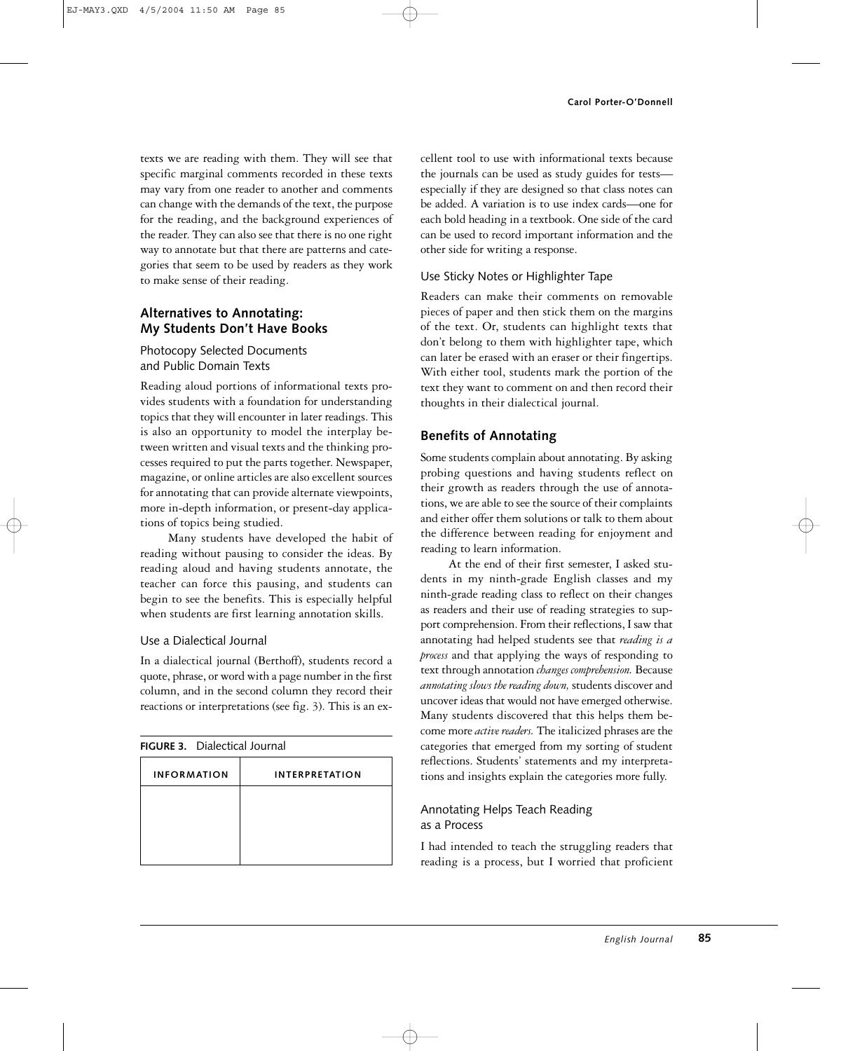texts we are reading with them. They will see that specific marginal comments recorded in these texts may vary from one reader to another and comments can change with the demands of the text, the purpose for the reading, and the background experiences of the reader. They can also see that there is no one right way to annotate but that there are patterns and categories that seem to be used by readers as they work to make sense of their reading.

## Alternatives to Annotating: My Students Don't Have Books

### Photocopy Selected Documents and Public Domain Texts

Reading aloud portions of informational texts provides students with a foundation for understanding topics that they will encounter in later readings. This is also an opportunity to model the interplay between written and visual texts and the thinking processes required to put the parts together. Newspaper, magazine, or online articles are also excellent sources for annotating that can provide alternate viewpoints, more in-depth information, or present-day applications of topics being studied.

Many students have developed the habit of reading without pausing to consider the ideas. By reading aloud and having students annotate, the teacher can force this pausing, and students can begin to see the benefits. This is especially helpful when students are first learning annotation skills.

### Use a Dialectical Journal

In a dialectical journal (Berthoff), students record a quote, phrase, or word with a page number in the first column, and in the second column they record their reactions or interpretations (see fig. 3). This is an excellent tool to use with informational texts because the journals can be used as study guides for tests—especially if they are designed so that class notes can be added. A variation is to use index cards—one for each bold heading in a textbook. One side of the card can be used to record important information and the other side for writing a response.

**FIGURE 3.** Dialectical Journal

| INFORMATION | INTERPRETATION |
|---|---|
| | |

### Use Sticky Notes or Highlighter Tape

Readers can make their comments on removable pieces of paper and then stick them on the margins of the text. Or, students can highlight texts that don't belong to them with highlighter tape, which can later be erased with an eraser or their fingertips. With either tool, students mark the portion of the text they want to comment on and then record their thoughts in their dialectical journal.

## Benefits of Annotating

Some students complain about annotating. By asking probing questions and having students reflect on their growth as readers through the use of annotations, we are able to see the source of their complaints and either offer them solutions or talk to them about the difference between reading for enjoyment and reading to learn information.

At the end of their first semester, I asked students in my ninth-grade English classes and my ninth-grade reading class to reflect on their changes as readers and their use of reading strategies to support comprehension. From their reflections, I saw that annotating had helped students see that *reading is a process* and that applying the ways of responding to text through annotation *changes comprehension.* Because *annotating slows the reading down,* students discover and uncover ideas that would not have emerged otherwise. Many students discovered that this helps them become more *active readers.* The italicized phrases are the categories that emerged from my sorting of student reflections. Students' statements and my interpretations and insights explain the categories more fully.

### Annotating Helps Teach Reading as a Process

I had intended to teach the struggling readers that reading is a process, but I worried that proficient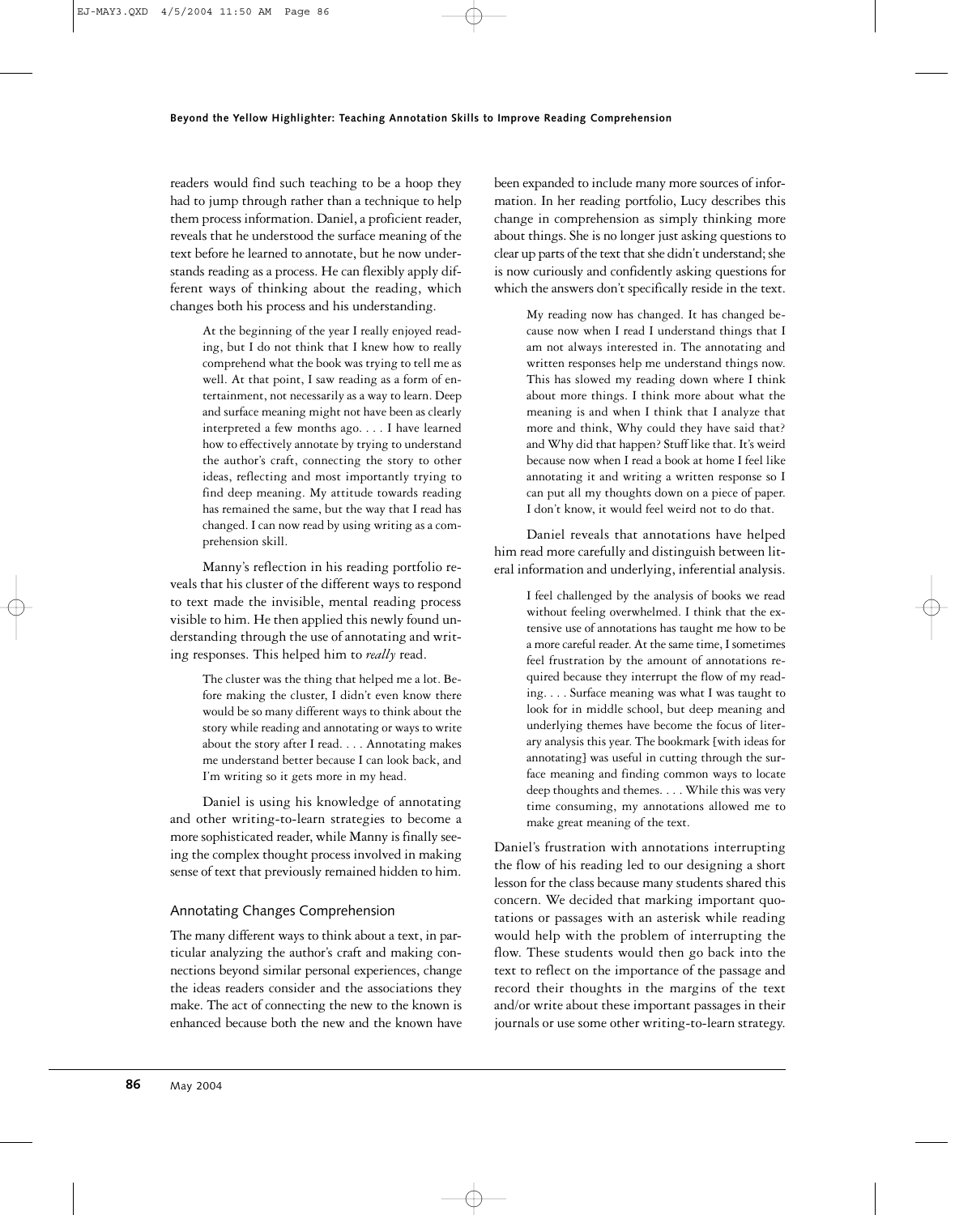readers would find such teaching to be a hoop they had to jump through rather than a technique to help them process information. Daniel, a proficient reader, reveals that he understood the surface meaning of the text before he learned to annotate, but he now understands reading as a process. He can flexibly apply different ways of thinking about the reading, which changes both his process and his understanding.

> At the beginning of the year I really enjoyed reading, but I do not think that I knew how to really comprehend what the book was trying to tell me as well. At that point, I saw reading as a form of entertainment, not necessarily as a way to learn. Deep and surface meaning might not have been as clearly interpreted a few months ago. . . . I have learned how to effectively annotate by trying to understand the author's craft, connecting the story to other ideas, reflecting and most importantly trying to find deep meaning. My attitude towards reading has remained the same, but the way that I read has changed. I can now read by using writing as a comprehension skill.

Manny's reflection in his reading portfolio reveals that his cluster of the different ways to respond to text made the invisible, mental reading process visible to him. He then applied this newly found understanding through the use of annotating and writing responses. This helped him to *really* read.

> The cluster was the thing that helped me a lot. Before making the cluster, I didn't even know there would be so many different ways to think about the story while reading and annotating or ways to write about the story after I read. . . . Annotating makes me understand better because I can look back, and I'm writing so it gets more in my head.

Daniel is using his knowledge of annotating and other writing-to-learn strategies to become a more sophisticated reader, while Manny is finally seeing the complex thought process involved in making sense of text that previously remained hidden to him.

## Annotating Changes Comprehension

The many different ways to think about a text, in particular analyzing the author's craft and making connections beyond similar personal experiences, change the ideas readers consider and the associations they make. The act of connecting the new to the known is enhanced because both the new and the known have been expanded to include many more sources of information. In her reading portfolio, Lucy describes this change in comprehension as simply thinking more about things. She is no longer just asking questions to clear up parts of the text that she didn't understand; she is now curiously and confidently asking questions for which the answers don't specifically reside in the text.

> My reading now has changed. It has changed because now when I read I understand things that I am not always interested in. The annotating and written responses help me understand things now. This has slowed my reading down where I think about more things. I think more about what the meaning is and when I think that I analyze that more and think, Why could they have said that? and Why did that happen? Stuff like that. It's weird because now when I read a book at home I feel like annotating it and writing a written response so I can put all my thoughts down on a piece of paper. I don't know, it would feel weird not to do that.

Daniel reveals that annotations have helped him read more carefully and distinguish between literal information and underlying, inferential analysis.

> I feel challenged by the analysis of books we read without feeling overwhelmed. I think that the extensive use of annotations has taught me how to be a more careful reader. At the same time, I sometimes feel frustration by the amount of annotations required because they interrupt the flow of my reading. . . . Surface meaning was what I was taught to look for in middle school, but deep meaning and underlying themes have become the focus of literary analysis this year. The bookmark [with ideas for annotating] was useful in cutting through the surface meaning and finding common ways to locate deep thoughts and themes. . . . While this was very time consuming, my annotations allowed me to make great meaning of the text.

Daniel's frustration with annotations interrupting the flow of his reading led to our designing a short lesson for the class because many students shared this concern. We decided that marking important quotations or passages with an asterisk while reading would help with the problem of interrupting the flow. These students would then go back into the text to reflect on the importance of the passage and record their thoughts in the margins of the text and/or write about these important passages in their journals or use some other writing-to-learn strategy.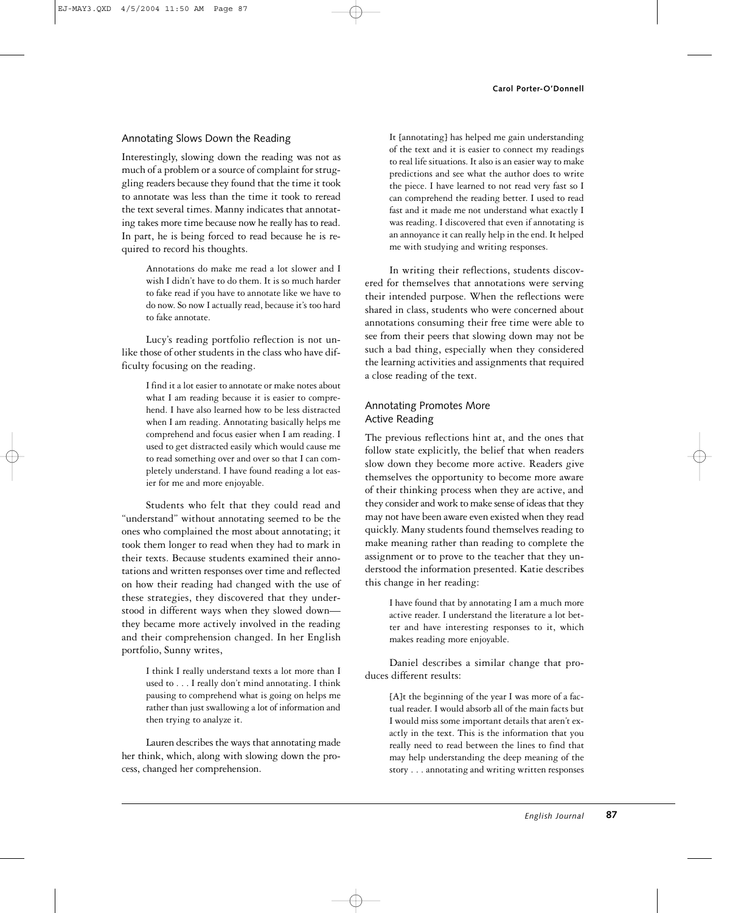## Annotating Slows Down the Reading

Interestingly, slowing down the reading was not as much of a problem or a source of complaint for struggling readers because they found that the time it took to annotate was less than the time it took to reread the text several times. Manny indicates that annotating takes more time because now he really has to read. In part, he is being forced to read because he is required to record his thoughts.

> Annotations do make me read a lot slower and I wish I didn't have to do them. It is so much harder to fake read if you have to annotate like we have to do now. So now I actually read, because it's too hard to fake annotate.

Lucy's reading portfolio reflection is not unlike those of other students in the class who have difficulty focusing on the reading.

> I find it a lot easier to annotate or make notes about what I am reading because it is easier to comprehend. I have also learned how to be less distracted when I am reading. Annotating basically helps me comprehend and focus easier when I am reading. I used to get distracted easily which would cause me to read something over and over so that I can completely understand. I have found reading a lot easier for me and more enjoyable.

Students who felt that they could read and "understand" without annotating seemed to be the ones who complained the most about annotating; it took them longer to read when they had to mark in their texts. Because students examined their annotations and written responses over time and reflected on how their reading had changed with the use of these strategies, they discovered that they understood in different ways when they slowed down—they became more actively involved in the reading and their comprehension changed. In her English portfolio, Sunny writes,

> I think I really understand texts a lot more than I used to . . . I really don't mind annotating. I think pausing to comprehend what is going on helps me rather than just swallowing a lot of information and then trying to analyze it.

Lauren describes the ways that annotating made her think, which, along with slowing down the process, changed her comprehension.

> It [annotating] has helped me gain understanding of the text and it is easier to connect my readings to real life situations. It also is an easier way to make predictions and see what the author does to write the piece. I have learned to not read very fast so I can comprehend the reading better. I used to read fast and it made me not understand what exactly I was reading. I discovered that even if annotating is an annoyance it can really help in the end. It helped me with studying and writing responses.

In writing their reflections, students discovered for themselves that annotations were serving their intended purpose. When the reflections were shared in class, students who were concerned about annotations consuming their free time were able to see from their peers that slowing down may not be such a bad thing, especially when they considered the learning activities and assignments that required a close reading of the text.

## Annotating Promotes More Active Reading

The previous reflections hint at, and the ones that follow state explicitly, the belief that when readers slow down they become more active. Readers give themselves the opportunity to become more aware of their thinking process when they are active, and they consider and work to make sense of ideas that they may not have been aware even existed when they read quickly. Many students found themselves reading to make meaning rather than reading to complete the assignment or to prove to the teacher that they understood the information presented. Katie describes this change in her reading:

> I have found that by annotating I am a much more active reader. I understand the literature a lot better and have interesting responses to it, which makes reading more enjoyable.

Daniel describes a similar change that produces different results:

> [A]t the beginning of the year I was more of a factual reader. I would absorb all of the main facts but I would miss some important details that aren't exactly in the text. This is the information that you really need to read between the lines to find that may help understanding the deep meaning of the story . . . annotating and writing written responses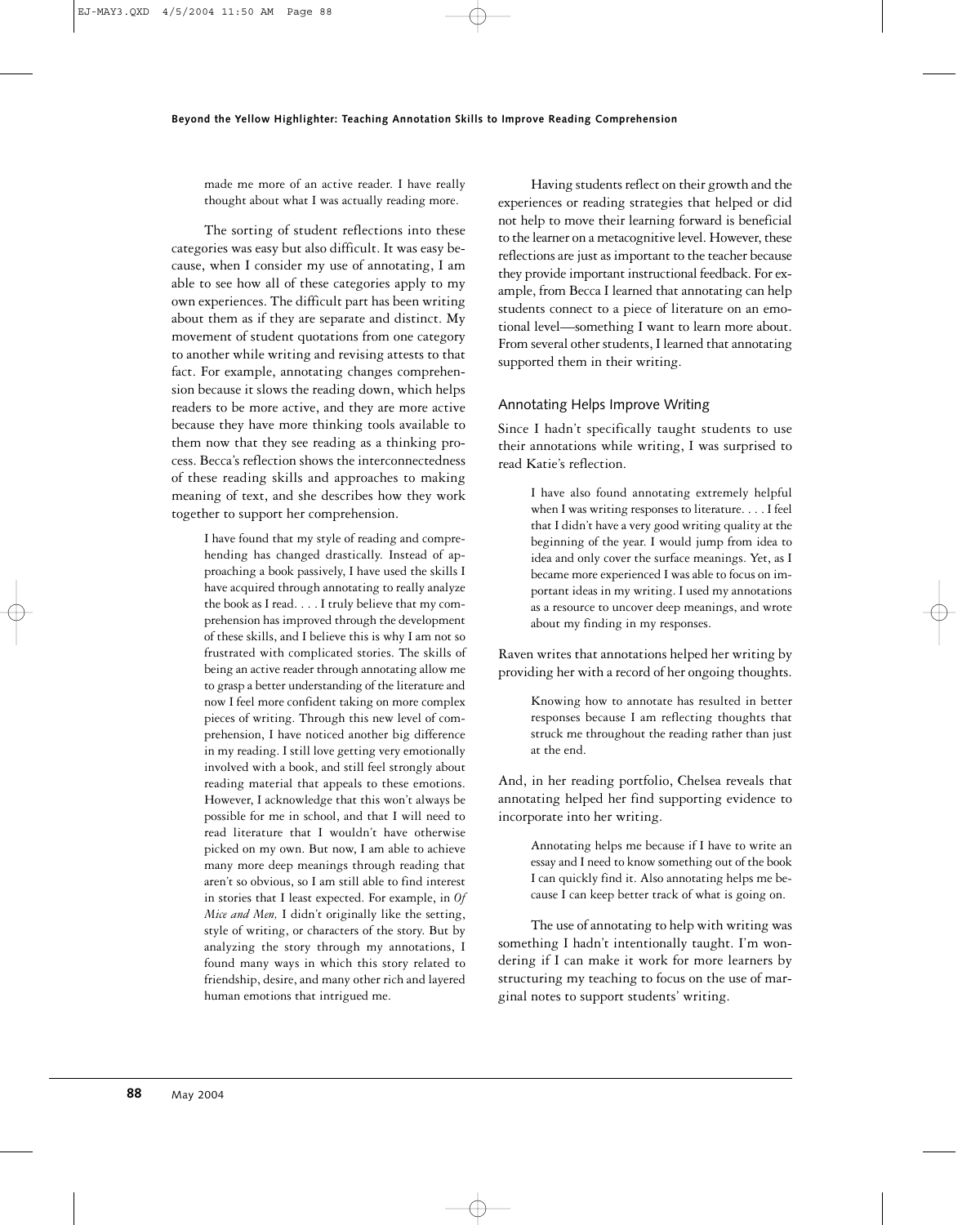> made me more of an active reader. I have really thought about what I was actually reading more.

The sorting of student reflections into these categories was easy but also difficult. It was easy because, when I consider my use of annotating, I am able to see how all of these categories apply to my own experiences. The difficult part has been writing about them as if they are separate and distinct. My movement of student quotations from one category to another while writing and revising attests to that fact. For example, annotating changes comprehension because it slows the reading down, which helps readers to be more active, and they are more active because they have more thinking tools available to them now that they see reading as a thinking process. Becca's reflection shows the interconnectedness of these reading skills and approaches to making meaning of text, and she describes how they work together to support her comprehension.

> I have found that my style of reading and comprehending has changed drastically. Instead of approaching a book passively, I have used the skills I have acquired through annotating to really analyze the book as I read. . . . I truly believe that my comprehension has improved through the development of these skills, and I believe this is why I am not so frustrated with complicated stories. The skills of being an active reader through annotating allow me to grasp a better understanding of the literature and now I feel more confident taking on more complex pieces of writing. Through this new level of comprehension, I have noticed another big difference in my reading. I still love getting very emotionally involved with a book, and still feel strongly about reading material that appeals to these emotions. However, I acknowledge that this won't always be possible for me in school, and that I will need to read literature that I wouldn't have otherwise picked on my own. But now, I am able to achieve many more deep meanings through reading that aren't so obvious, so I am still able to find interest in stories that I least expected. For example, in *Of Mice and Men,* I didn't originally like the setting, style of writing, or characters of the story. But by analyzing the story through my annotations, I found many ways in which this story related to friendship, desire, and many other rich and layered human emotions that intrigued me.

Having students reflect on their growth and the experiences or reading strategies that helped or did not help to move their learning forward is beneficial to the learner on a metacognitive level. However, these reflections are just as important to the teacher because they provide important instructional feedback. For example, from Becca I learned that annotating can help students connect to a piece of literature on an emotional level—something I want to learn more about. From several other students, I learned that annotating supported them in their writing.

## Annotating Helps Improve Writing

Since I hadn't specifically taught students to use their annotations while writing, I was surprised to read Katie's reflection.

> I have also found annotating extremely helpful when I was writing responses to literature. . . . I feel that I didn't have a very good writing quality at the beginning of the year. I would jump from idea to idea and only cover the surface meanings. Yet, as I became more experienced I was able to focus on important ideas in my writing. I used my annotations as a resource to uncover deep meanings, and wrote about my finding in my responses.

Raven writes that annotations helped her writing by providing her with a record of her ongoing thoughts.

> Knowing how to annotate has resulted in better responses because I am reflecting thoughts that struck me throughout the reading rather than just at the end.

And, in her reading portfolio, Chelsea reveals that annotating helped her find supporting evidence to incorporate into her writing.

> Annotating helps me because if I have to write an essay and I need to know something out of the book I can quickly find it. Also annotating helps me because I can keep better track of what is going on.

The use of annotating to help with writing was something I hadn't intentionally taught. I'm wondering if I can make it work for more learners by structuring my teaching to focus on the use of marginal notes to support students' writing.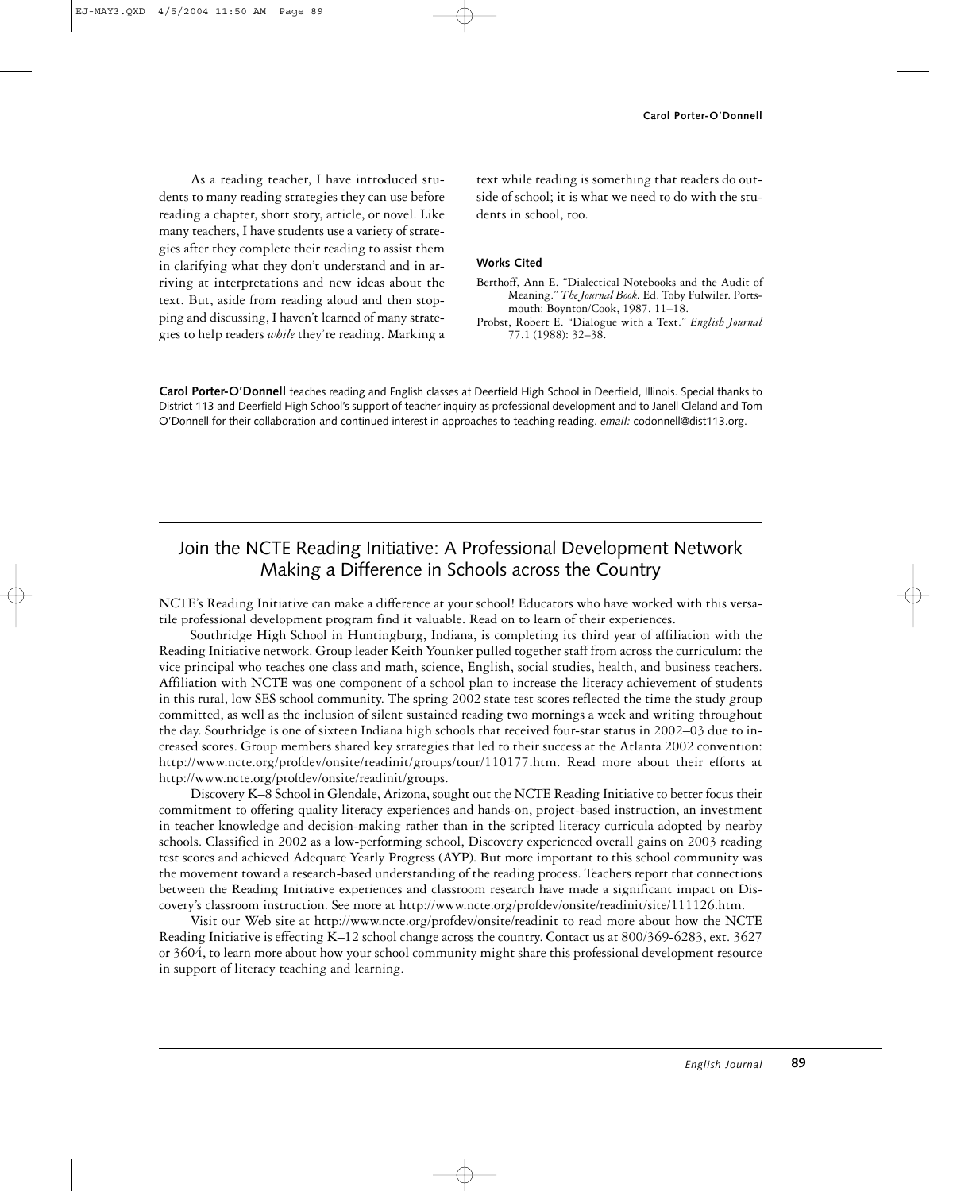As a reading teacher, I have introduced students to many reading strategies they can use before reading a chapter, short story, article, or novel. Like many teachers, I have students use a variety of strategies after they complete their reading to assist them in clarifying what they don't understand and in arriving at interpretations and new ideas about the text. But, aside from reading aloud and then stopping and discussing, I haven't learned of many strategies to help readers *while* they're reading. Marking a text while reading is something that readers do outside of school; it is what we need to do with the students in school, too.

#### Works Cited

Berthoff, Ann E. "Dialectical Notebooks and the Audit of Meaning." *The Journal Book.* Ed. Toby Fulwiler. Portsmouth: Boynton/Cook, 1987. 11–18.

Probst, Robert E. "Dialogue with a Text." *English Journal* 77.1 (1988): 32–38.

**Carol Porter-O'Donnell** teaches reading and English classes at Deerfield High School in Deerfield, Illinois. Special thanks to District 113 and Deerfield High School's support of teacher inquiry as professional development and to Janell Cleland and Tom O'Donnell for their collaboration and continued interest in approaches to teaching reading. *email:* codonnell@dist113.org.

---

## Join the NCTE Reading Initiative: A Professional Development Network Making a Difference in Schools across the Country

NCTE's Reading Initiative can make a difference at your school! Educators who have worked with this versatile professional development program find it valuable. Read on to learn of their experiences.

Southridge High School in Huntingburg, Indiana, is completing its third year of affiliation with the Reading Initiative network. Group leader Keith Younker pulled together staff from across the curriculum: the vice principal who teaches one class and math, science, English, social studies, health, and business teachers. Affiliation with NCTE was one component of a school plan to increase the literacy achievement of students in this rural, low SES school community. The spring 2002 state test scores reflected the time the study group committed, as well as the inclusion of silent sustained reading two mornings a week and writing throughout the day. Southridge is one of sixteen Indiana high schools that received four-star status in 2002–03 due to increased scores. Group members shared key strategies that led to their success at the Atlanta 2002 convention: http://www.ncte.org/profdev/onsite/readinit/groups/tour/110177.htm. Read more about their efforts at http://www.ncte.org/profdev/onsite/readinit/groups.

Discovery K–8 School in Glendale, Arizona, sought out the NCTE Reading Initiative to better focus their commitment to offering quality literacy experiences and hands-on, project-based instruction, an investment in teacher knowledge and decision-making rather than in the scripted literacy curricula adopted by nearby schools. Classified in 2002 as a low-performing school, Discovery experienced overall gains on 2003 reading test scores and achieved Adequate Yearly Progress (AYP). But more important to this school community was the movement toward a research-based understanding of the reading process. Teachers report that connections between the Reading Initiative experiences and classroom research have made a significant impact on Discovery's classroom instruction. See more at http://www.ncte.org/profdev/onsite/readinit/site/111126.htm.

Visit our Web site at http://www.ncte.org/profdev/onsite/readinit to read more about how the NCTE Reading Initiative is effecting K–12 school change across the country. Contact us at 800/369-6283, ext. 3627 or 3604, to learn more about how your school community might share this professional development resource in support of literacy teaching and learning.